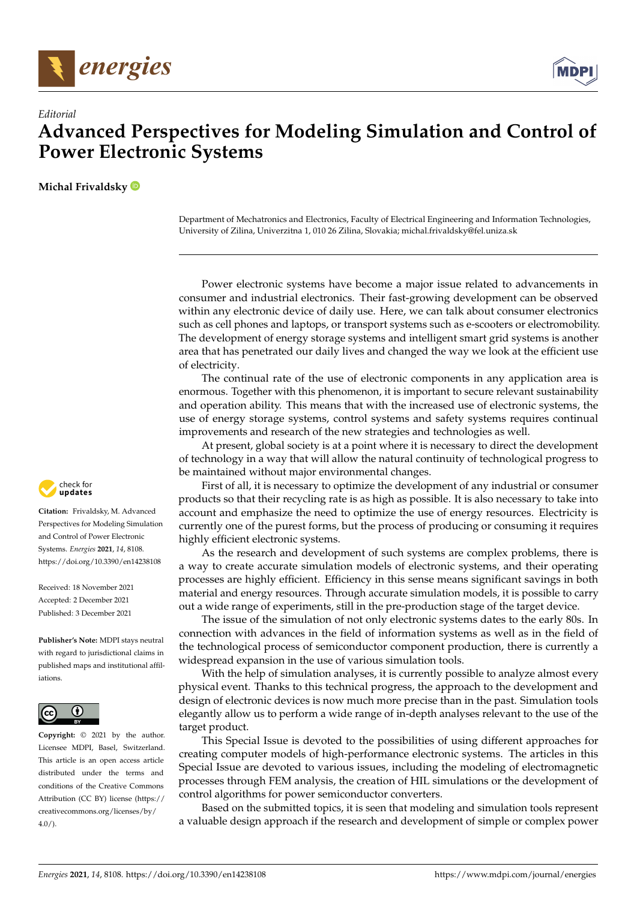*Editorial*

# Advanced Perspectives for Modeling Simulation and Control of Power Electronic Systems

**Michal Frivaldsky**

Department of Mechatronics and Electronics, Faculty of Electrical Engineering and Information Technologies, University of Zilina, Univerzitna 1, 010 26 Zilina, Slovakia; michal.frivaldsky@fel.uniza.sk

**Citation:** Frivaldsky, M. Advanced Perspectives for Modeling Simulation and Control of Power Electronic Systems. *Energies* **2021**, *14*, 8108. https://doi.org/10.3390/en14238108

Received: 18 November 2021
Accepted: 2 December 2021
Published: 3 December 2021

**Publisher's Note:** MDPI stays neutral with regard to jurisdictional claims in published maps and institutional affiliations.

**Copyright:** © 2021 by the author. Licensee MDPI, Basel, Switzerland. This article is an open access article distributed under the terms and conditions of the Creative Commons Attribution (CC BY) license (https://creativecommons.org/licenses/by/4.0/).

Power electronic systems have become a major issue related to advancements in consumer and industrial electronics. Their fast-growing development can be observed within any electronic device of daily use. Here, we can talk about consumer electronics such as cell phones and laptops, or transport systems such as e-scooters or electromobility. The development of energy storage systems and intelligent smart grid systems is another area that has penetrated our daily lives and changed the way we look at the efficient use of electricity.

The continual rate of the use of electronic components in any application area is enormous. Together with this phenomenon, it is important to secure relevant sustainability and operation ability. This means that with the increased use of electronic systems, the use of energy storage systems, control systems and safety systems requires continual improvements and research of the new strategies and technologies as well.

At present, global society is at a point where it is necessary to direct the development of technology in a way that will allow the natural continuity of technological progress to be maintained without major environmental changes.

First of all, it is necessary to optimize the development of any industrial or consumer products so that their recycling rate is as high as possible. It is also necessary to take into account and emphasize the need to optimize the use of energy resources. Electricity is currently one of the purest forms, but the process of producing or consuming it requires highly efficient electronic systems.

As the research and development of such systems are complex problems, there is a way to create accurate simulation models of electronic systems, and their operating processes are highly efficient. Efficiency in this sense means significant savings in both material and energy resources. Through accurate simulation models, it is possible to carry out a wide range of experiments, still in the pre-production stage of the target device.

The issue of the simulation of not only electronic systems dates to the early 80s. In connection with advances in the field of information systems as well as in the field of the technological process of semiconductor component production, there is currently a widespread expansion in the use of various simulation tools.

With the help of simulation analyses, it is currently possible to analyze almost every physical event. Thanks to this technical progress, the approach to the development and design of electronic devices is now much more precise than in the past. Simulation tools elegantly allow us to perform a wide range of in-depth analyses relevant to the use of the target product.

This Special Issue is devoted to the possibilities of using different approaches for creating computer models of high-performance electronic systems. The articles in this Special Issue are devoted to various issues, including the modeling of electromagnetic processes through FEM analysis, the creation of HIL simulations or the development of control algorithms for power semiconductor converters.

Based on the submitted topics, it is seen that modeling and simulation tools represent a valuable design approach if the research and development of simple or complex power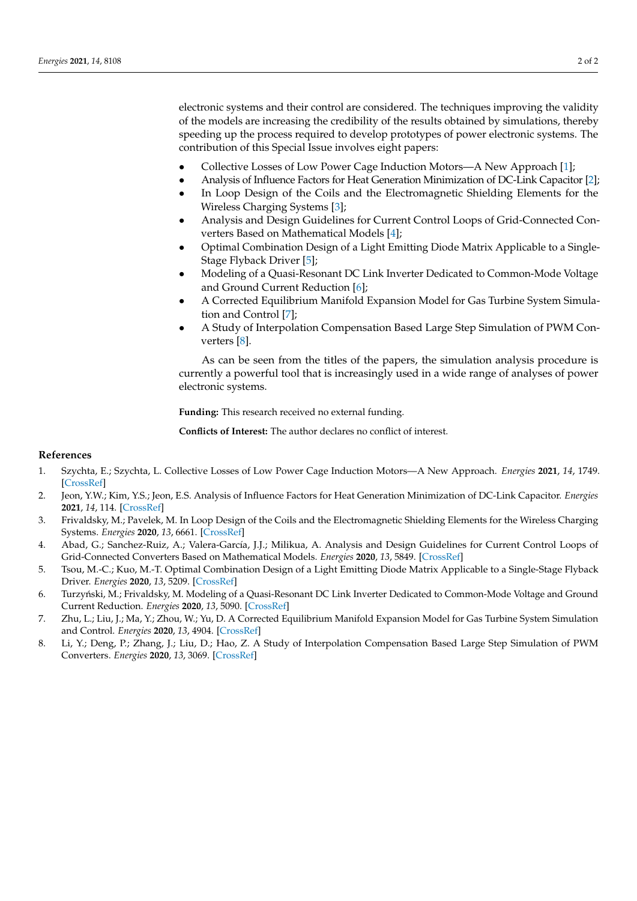electronic systems and their control are considered. The techniques improving the validity of the models are increasing the credibility of the results obtained by simulations, thereby speeding up the process required to develop prototypes of power electronic systems. The contribution of this Special Issue involves eight papers:

- Collective Losses of Low Power Cage Induction Motors—A New Approach [1];
- Analysis of Influence Factors for Heat Generation Minimization of DC-Link Capacitor [2];
- In Loop Design of the Coils and the Electromagnetic Shielding Elements for the Wireless Charging Systems [3];
- Analysis and Design Guidelines for Current Control Loops of Grid-Connected Converters Based on Mathematical Models [4];
- Optimal Combination Design of a Light Emitting Diode Matrix Applicable to a Single-Stage Flyback Driver [5];
- Modeling of a Quasi-Resonant DC Link Inverter Dedicated to Common-Mode Voltage and Ground Current Reduction [6];
- A Corrected Equilibrium Manifold Expansion Model for Gas Turbine System Simulation and Control [7];
- A Study of Interpolation Compensation Based Large Step Simulation of PWM Converters [8].

As can be seen from the titles of the papers, the simulation analysis procedure is currently a powerful tool that is increasingly used in a wide range of analyses of power electronic systems.

**Funding:** This research received no external funding.

**Conflicts of Interest:** The author declares no conflict of interest.

## References

1. Szychta, E.; Szychta, L. Collective Losses of Low Power Cage Induction Motors—A New Approach. *Energies* **2021**, *14*, 1749. [CrossRef]
2. Jeon, Y.W.; Kim, Y.S.; Jeon, E.S. Analysis of Influence Factors for Heat Generation Minimization of DC-Link Capacitor. *Energies* **2021**, *14*, 114. [CrossRef]
3. Frivaldsky, M.; Pavelek, M. In Loop Design of the Coils and the Electromagnetic Shielding Elements for the Wireless Charging Systems. *Energies* **2020**, *13*, 6661. [CrossRef]
4. Abad, G.; Sanchez-Ruiz, A.; Valera-García, J.J.; Milikua, A. Analysis and Design Guidelines for Current Control Loops of Grid-Connected Converters Based on Mathematical Models. *Energies* **2020**, *13*, 5849. [CrossRef]
5. Tsou, M.-C.; Kuo, M.-T. Optimal Combination Design of a Light Emitting Diode Matrix Applicable to a Single-Stage Flyback Driver. *Energies* **2020**, *13*, 5209. [CrossRef]
6. Turzyński, M.; Frivaldsky, M. Modeling of a Quasi-Resonant DC Link Inverter Dedicated to Common-Mode Voltage and Ground Current Reduction. *Energies* **2020**, *13*, 5090. [CrossRef]
7. Zhu, L.; Liu, J.; Ma, Y.; Zhou, W.; Yu, D. A Corrected Equilibrium Manifold Expansion Model for Gas Turbine System Simulation and Control. *Energies* **2020**, *13*, 4904. [CrossRef]
8. Li, Y.; Deng, P.; Zhang, J.; Liu, D.; Hao, Z. A Study of Interpolation Compensation Based Large Step Simulation of PWM Converters. *Energies* **2020**, *13*, 3069. [CrossRef]